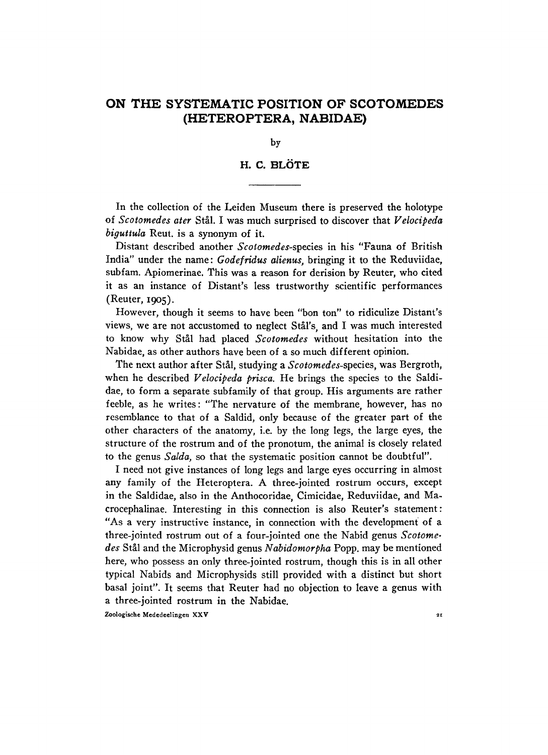# ON THE SYSTEMATIC POSITION OF SCOTOMEDES (HETEROPTERA, NABIDAE)

by

## H. C. BLÖTE

In the collection of the Leiden Museum there is preserved the holotype of *Scotomedes ater* Stål. I was much surprised to discover that *Velocipeda biguttula* Reut. is a synonym of it.

Distant described another *Scotomedes*-species in his "Fauna of British India" under the name: *Godefridus alienus*, bringing it to the Reduviidae, subfam. Apiomerinae. This was a reason for derision by Reuter, who cited it as an instance of Distant's less trustworthy scientific performances (Reuter, 1905).

However, though it seems to have been "bon ton" to ridiculize Distant's views, we are not accustomed to neglect Stål's, and I was much interested to know why Stål had placed *Scotomedes* without hesitation into the Nabidae, as other authors have been of a so much different opinion.

The next author after Stål, studying a *Scotomedes*-species, was Bergroth, when he described *Velocipeda prisca*. He brings the species to the Saldidae, to form a separate subfamily of that group. His arguments are rather feeble, as he writes: "The nervature of the membrane, however, has no resemblance to that of a Saldid, only because of the greater part of the other characters of the anatomy, i.e. by the long legs, the large eyes, the structure of the rostrum and of the pronotum, the animal is closely related to the genus *Salda*, so that the systematic position cannot be doubtful".

I need not give instances of long legs and large eyes occurring in almost any family of the Heteroptera. A three-jointed rostrum occurs, except in the Saldidae, also in the Anthocoridae, Cimicidae, Reduviidae, and Macrocephalinae. Interesting in this connection is also Reuter's statement: "As a very instructive instance, in connection with the development of a three-jointed rostrum out of a four-jointed one the Nabid genus *Scotomedes* Stål and the Microphysid genus *Nabidomorpha* Popp. may be mentioned here, who possess an only three-jointed rostrum, though this is in all other typical Nabids and Microphysids still provided with a distinct but short basal joint". It seems that Reuter had no objection to leave a genus with a three-jointed rostrum in the Nabidae.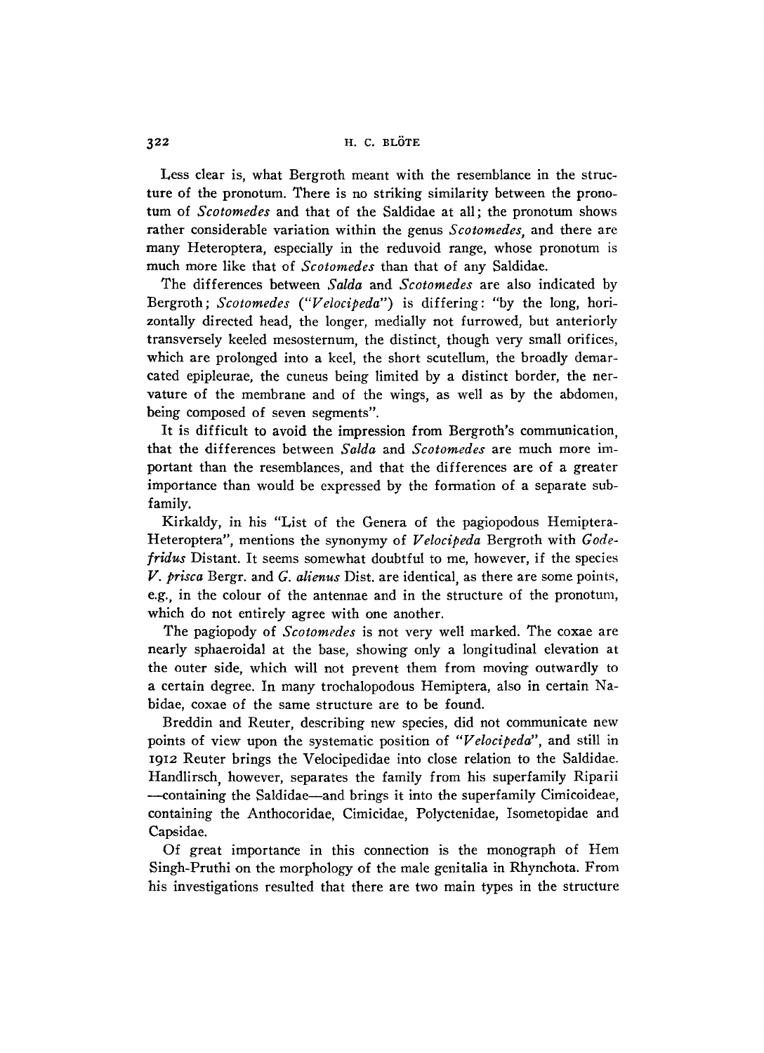Less clear is, what Bergroth meant with the resemblance in the structure of the pronotum. There is no striking similarity between the pronotum of *Scotomedes* and that of the Saldidae at all; the pronotum shows rather considerable variation within the genus *Scotomedes*, and there are many Heteroptera, especially in the reduvoid range, whose pronotum is much more like that of *Scotomedes* than that of any Saldidae.

The differences between *Salda* and *Scotomedes* are also indicated by Bergroth; *Scotomedes* (*"Velocipeda"*) is differing: "by the long, horizontally directed head, the longer, medially not furrowed, but anteriorly transversely keeled mesosternum, the distinct, though very small orifices, which are prolonged into a keel, the short scutellum, the broadly demarcated epipleurae, the cuneus being limited by a distinct border, the nervature of the membrane and of the wings, as well as by the abdomen, being composed of seven segments".

It is difficult to avoid the impression from Bergroth's communication, that the differences between *Salda* and *Scotomedes* are much more important than the resemblances, and that the differences are of a greater importance than would be expressed by the formation of a separate subfamily.

Kirkaldy, in his "List of the Genera of the pagiopodous Hemiptera-Heteroptera", mentions the synonymy of *Velocipeda* Bergroth with *Godefridus* Distant. It seems somewhat doubtful to me, however, if the species *V. prisca* Bergr. and *G. alienus* Dist. are identical, as there are some points, e.g., in the colour of the antennae and in the structure of the pronotum, which do not entirely agree with one another.

The pagiopody of *Scotomedes* is not very well marked. The coxae are nearly sphaeroidal at the base, showing only a longitudinal elevation at the outer side, which will not prevent them from moving outwardly to a certain degree. In many trochalopodous Hemiptera, also in certain Nabidae, coxae of the same structure are to be found.

Breddin and Reuter, describing new species, did not communicate new points of view upon the systematic position of *"Velocipeda"*, and still in 1912 Reuter brings the Velocipedidae into close relation to the Saldidae. Handlirsch, however, separates the family from his superfamily Riparii —containing the Saldidae—and brings it into the superfamily Cimicoideae, containing the Anthocoridae, Cimicidae, Polyctenidae, Isometopidae and Capsidae.

Of great importance in this connection is the monograph of Hem Singh-Pruthi on the morphology of the male genitalia in Rhynchota. From his investigations resulted that there are two main types in the structure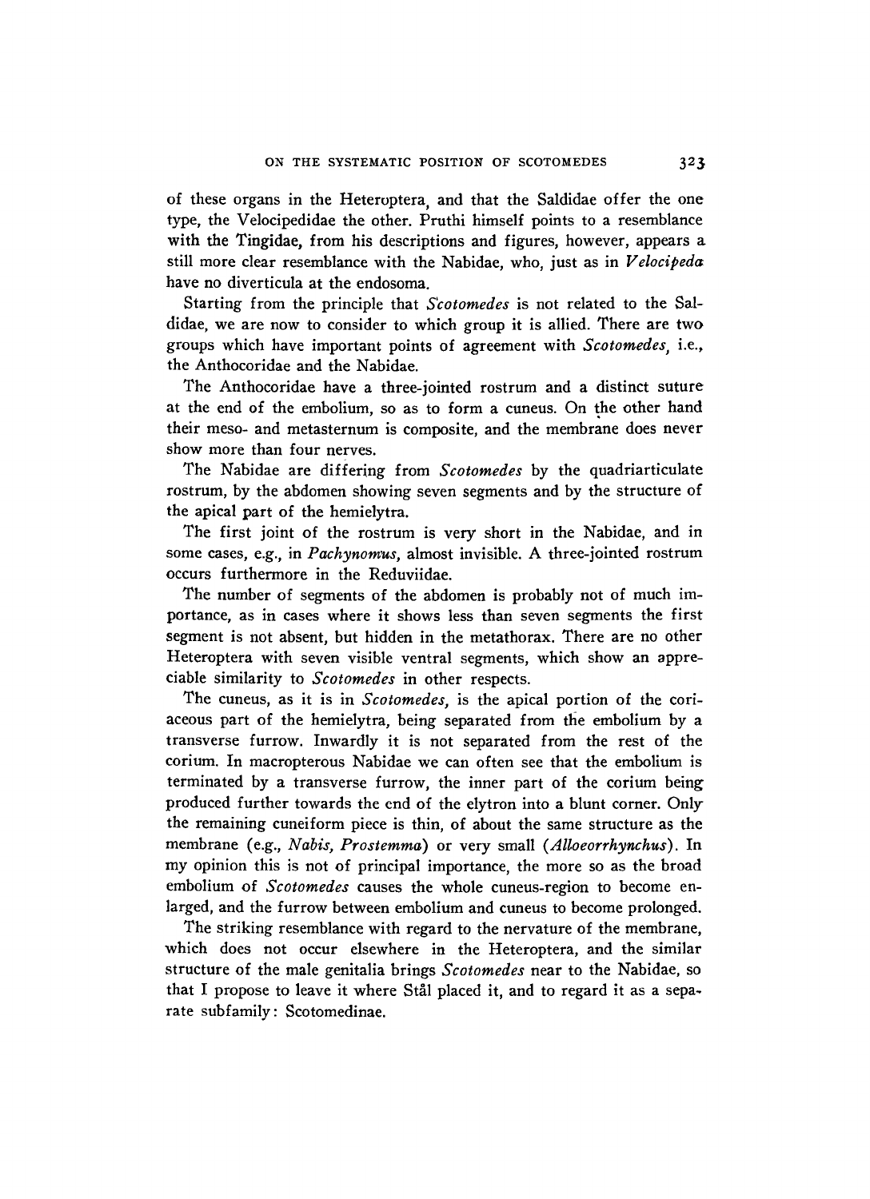of these organs in the Heteroptera, and that the Saldidae offer the one type, the Velocipedidae the other. Pruthi himself points to a resemblance with the Tingidae, from his descriptions and figures, however, appears a still more clear resemblance with the Nabidae, who, just as in *Velocipeda* have no diverticula at the endosoma.

Starting from the principle that *Scotomedes* is not related to the Saldidae, we are now to consider to which group it is allied. There are two groups which have important points of agreement with *Scotomedes*, i.e., the Anthocoridae and the Nabidae.

The Anthocoridae have a three-jointed rostrum and a distinct suture at the end of the embolium, so as to form a cuneus. On the other hand their meso- and metasternum is composite, and the membrane does never show more than four nerves.

The Nabidae are differing from *Scotomedes* by the quadriarticulate rostrum, by the abdomen showing seven segments and by the structure of the apical part of the hemielytra.

The first joint of the rostrum is very short in the Nabidae, and in some cases, e.g., in *Pachynomus*, almost invisible. A three-jointed rostrum occurs furthermore in the Reduviidae.

The number of segments of the abdomen is probably not of much importance, as in cases where it shows less than seven segments the first segment is not absent, but hidden in the metathorax. There are no other Heteroptera with seven visible ventral segments, which show an appreciable similarity to *Scotomedes* in other respects.

The cuneus, as it is in *Scotomedes*, is the apical portion of the coriaceous part of the hemielytra, being separated from the embolium by a transverse furrow. Inwardly it is not separated from the rest of the corium. In macropterous Nabidae we can often see that the embolium is terminated by a transverse furrow, the inner part of the corium being produced further towards the end of the elytron into a blunt corner. Only the remaining cuneiform piece is thin, of about the same structure as the membrane (e.g., *Nabis, Prostemma*) or very small (*Alloeorrhynchus*). In my opinion this is not of principal importance, the more so as the broad embolium of *Scotomedes* causes the whole cuneus-region to become enlarged, and the furrow between embolium and cuneus to become prolonged.

The striking resemblance with regard to the nervature of the membrane, which does not occur elsewhere in the Heteroptera, and the similar structure of the male genitalia brings *Scotomedes* near to the Nabidae, so that I propose to leave it where Stål placed it, and to regard it as a separate subfamily: Scotomedinae.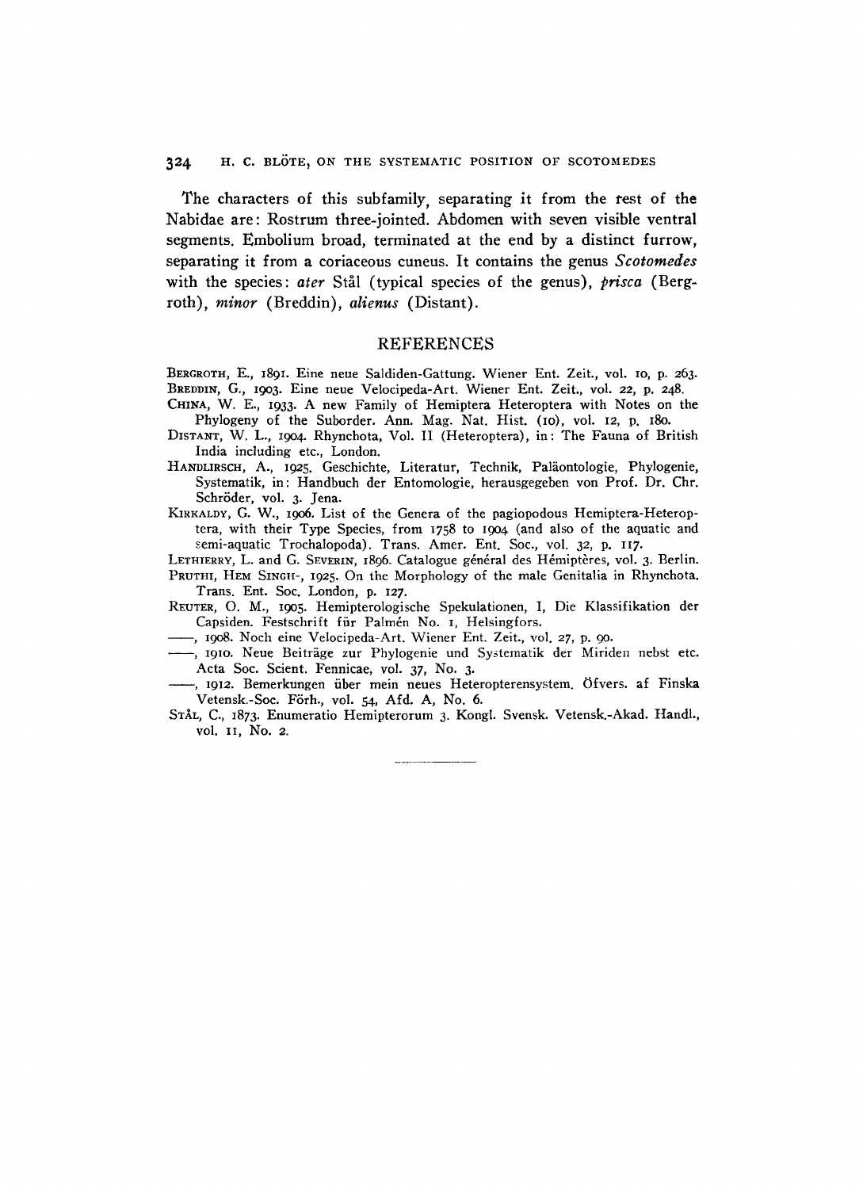The characters of this subfamily, separating it from the rest of the Nabidae are: Rostrum three-jointed. Abdomen with seven visible ventral segments. Embolium broad, terminated at the end by a distinct furrow, separating it from a coriaceous cuneus. It contains the genus *Scotomedes* with the species: *ater* Stål (typical species of the genus), *prisca* (Bergroth), *minor* (Breddin), *alienus* (Distant).

## REFERENCES

BERGROTH, E., 1891. Eine neue Saldiden-Gattung. Wiener Ent. Zeit., vol. 10, p. 263.

BREDDIN, G., 1903. Eine neue Velocipeda-Art. Wiener Ent. Zeit., vol. 22, p. 248.

CHINA, W. E., 1933. A new Family of Hemiptera Heteroptera with Notes on the Phylogeny of the Suborder. Ann. Mag. Nat. Hist. (10), vol. 12, p. 180.

DISTANT, W. L., 1904. Rhynchota, Vol. II (Heteroptera), in: The Fauna of British India including etc., London.

HANDLIRSCH, A., 1925. Geschichte, Literatur, Technik, Paläontologie, Phylogenie, Systematik, in: Handbuch der Entomologie, herausgegeben von Prof. Dr. Chr. Schröder, vol. 3. Jena.

KIRKALDY, G. W., 1906. List of the Genera of the pagiopodous Hemiptera-Heteroptera, with their Type Species, from 1758 to 1904 (and also of the aquatic and semi-aquatic Trochalopoda). Trans. Amer. Ent. Soc., vol. 32, p. 117.

LETHIERRY, L. and G. SEVERIN, 1896. Catalogue général des Hémiptères, vol. 3. Berlin.

PRUTHI, HEM SINGH-, 1925. On the Morphology of the male Genitalia in Rhynchota. Trans. Ent. Soc. London, p. 127.

REUTER, O. M., 1905. Hemipterologische Spekulationen, I, Die Klassifikation der Capsiden. Festschrift für Palmén No. 1, Helsingfors.

——, 1908. Noch eine Velocipeda-Art. Wiener Ent. Zeit., vol. 27, p. 90.

——, 1910. Neue Beiträge zur Phylogenie und Systematik der Miriden nebst etc. Acta Soc. Scient. Fennicae, vol. 37, No. 3.

——, 1912. Bemerkungen über mein neues Heteropterensystem. Öfvers. af Finska Vetensk.-Soc. Förh., vol. 54, Afd. A, No. 6.

STÅL, C., 1873. Enumeratio Hemipterorum 3. Kongl. Svensk. Vetensk.-Akad. Handl., vol. 11, No. 2.